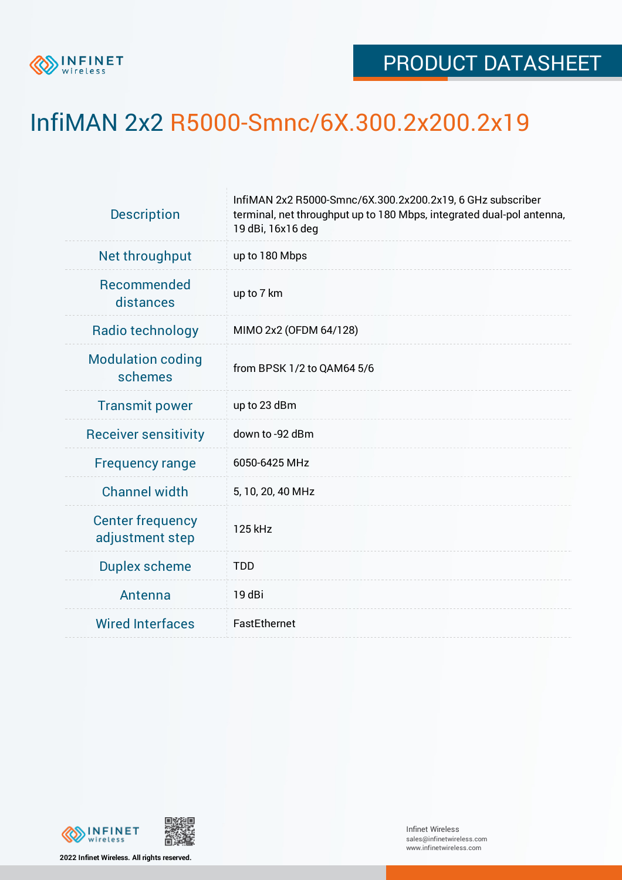PRODUCT DATASHEET

# InfiMAN 2x2 R5000-Smnc/6X.300.2x200.2x19

| | |
|---|---|
| Description | InfiMAN 2x2 R5000-Smnc/6X.300.2x200.2x19, 6 GHz subscriber terminal, net throughput up to 180 Mbps, integrated dual-pol antenna, 19 dBi, 16x16 deg |
| Net throughput | up to 180 Mbps |
| Recommended distances | up to 7 km |
| Radio technology | MIMO 2x2 (OFDM 64/128) |
| Modulation coding schemes | from BPSK 1/2 to QAM64 5/6 |
| Transmit power | up to 23 dBm |
| Receiver sensitivity | down to -92 dBm |
| Frequency range | 6050-6425 MHz |
| Channel width | 5, 10, 20, 40 MHz |
| Center frequency adjustment step | 125 kHz |
| Duplex scheme | TDD |
| Antenna | 19 dBi |
| Wired Interfaces | FastEthernet |

2022 Infinet Wireless. All rights reserved.

Infinet Wireless
sales@infinetwireless.com
www.infinetwireless.com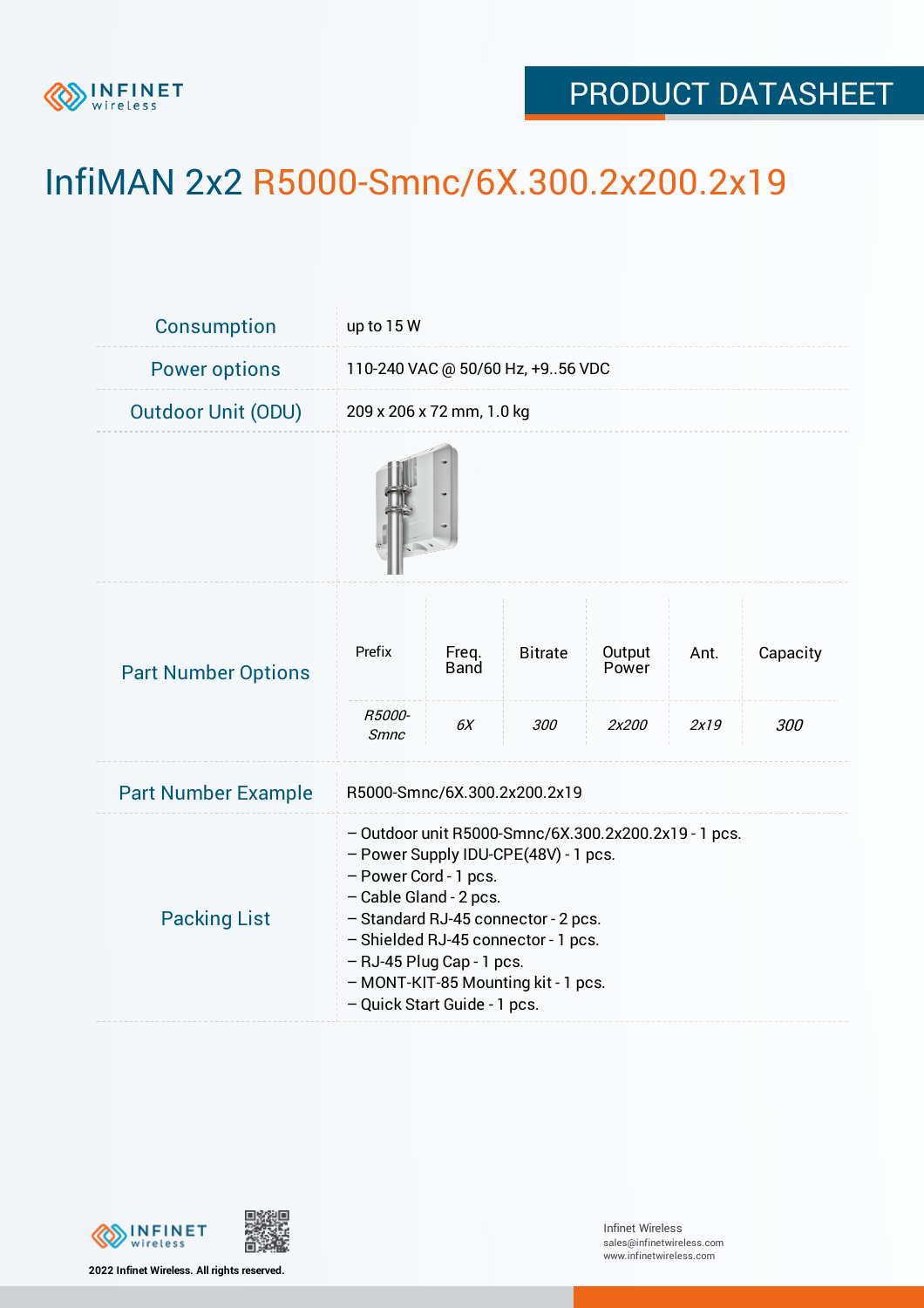# InfiMAN 2x2 R5000-Smnc/6X.300.2x200.2x19

| | |
|---|---|
| Consumption | up to 15 W |
| Power options | 110-240 VAC @ 50/60 Hz, +9..56 VDC |
| Outdoor Unit (ODU) | 209 x 206 x 72 mm, 1.0 kg |

**Part Number Options**

| Prefix | Freq. Band | Bitrate | Output Power | Ant. | Capacity |
|---|---|---|---|---|---|
| *R5000-Smnc* | *6X* | *300* | *2x200* | *2x19* | *300* |

| | |
|---|---|
| Part Number Example | R5000-Smnc/6X.300.2x200.2x19 |

**Packing List**

– Outdoor unit R5000-Smnc/6X.300.2x200.2x19 - 1 pcs.
– Power Supply IDU-CPE(48V) - 1 pcs.
– Power Cord - 1 pcs.
– Cable Gland - 2 pcs.
– Standard RJ-45 connector - 2 pcs.
– Shielded RJ-45 connector - 1 pcs.
– RJ-45 Plug Cap - 1 pcs.
– MONT-KIT-85 Mounting kit - 1 pcs.
– Quick Start Guide - 1 pcs.

2022 Infinet Wireless. All rights reserved.

Infinet Wireless
sales@infinetwireless.com
www.infinetwireless.com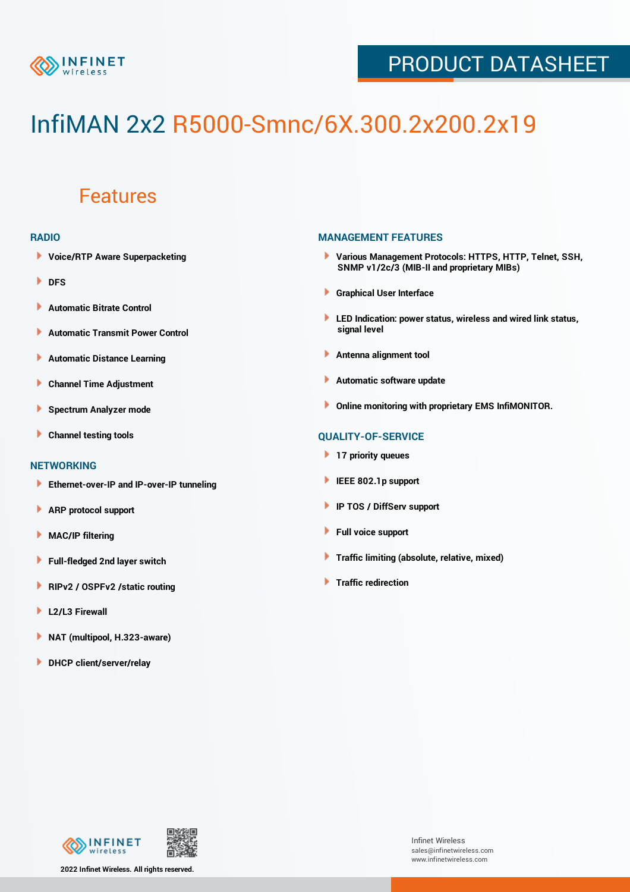# InfiMAN 2x2 R5000-Smnc/6X.300.2x200.2x19

## Features

### RADIO

- Voice/RTP Aware Superpacketing
- DFS
- Automatic Bitrate Control
- Automatic Transmit Power Control
- Automatic Distance Learning
- Channel Time Adjustment
- Spectrum Analyzer mode
- Channel testing tools

### NETWORKING

- Ethernet-over-IP and IP-over-IP tunneling
- ARP protocol support
- MAC/IP filtering
- Full-fledged 2nd layer switch
- RIPv2 / OSPFv2 /static routing
- L2/L3 Firewall
- NAT (multipool, H.323-aware)
- DHCP client/server/relay

### MANAGEMENT FEATURES

- Various Management Protocols: HTTPS, HTTP, Telnet, SSH, SNMP v1/2c/3 (MIB-II and proprietary MIBs)
- Graphical User Interface
- LED Indication: power status, wireless and wired link status, signal level
- Antenna alignment tool
- Automatic software update
- Online monitoring with proprietary EMS InfiMONITOR.

### QUALITY-OF-SERVICE

- 17 priority queues
- IEEE 802.1p support
- IP TOS / DiffServ support
- Full voice support
- Traffic limiting (absolute, relative, mixed)
- Traffic redirection

2022 Infinet Wireless. All rights reserved.

Infinet Wireless
sales@infinetwireless.com
www.infinetwireless.com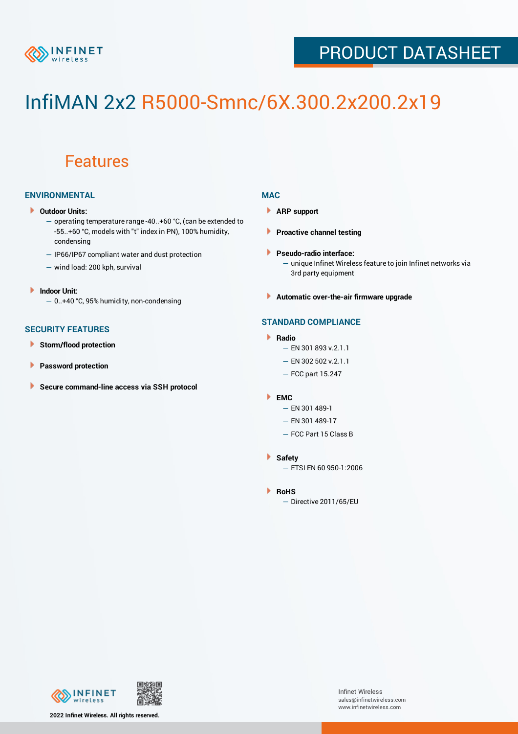# InfiMAN 2x2 R5000-Smnc/6X.300.2x200.2x19

## Features

### ENVIRONMENTAL

- **Outdoor Units:**
  - operating temperature range -40..+60 °C, (can be extended to -55..+60 °C, models with "t" index in PN), 100% humidity, condensing
  - IP66/IP67 compliant water and dust protection
  - wind load: 200 kph, survival
- **Indoor Unit:**
  - 0..+40 °C, 95% humidity, non-condensing

### SECURITY FEATURES

- **Storm/flood protection**
- **Password protection**
- **Secure command-line access via SSH protocol**

### MAC

- **ARP support**
- **Proactive channel testing**
- **Pseudo-radio interface:**
  - unique Infinet Wireless feature to join Infinet networks via 3rd party equipment
- **Automatic over-the-air firmware upgrade**

### STANDARD COMPLIANCE

- **Radio**
  - EN 301 893 v.2.1.1
  - EN 302 502 v.2.1.1
  - FCC part 15.247
- **EMC**
  - EN 301 489-1
  - EN 301 489-17
  - FCC Part 15 Class B
- **Safety**
  - ETSI EN 60 950-1:2006
- **RoHS**
  - Directive 2011/65/EU

2022 Infinet Wireless. All rights reserved.

Infinet Wireless
sales@infinetwireless.com
www.infinetwireless.com